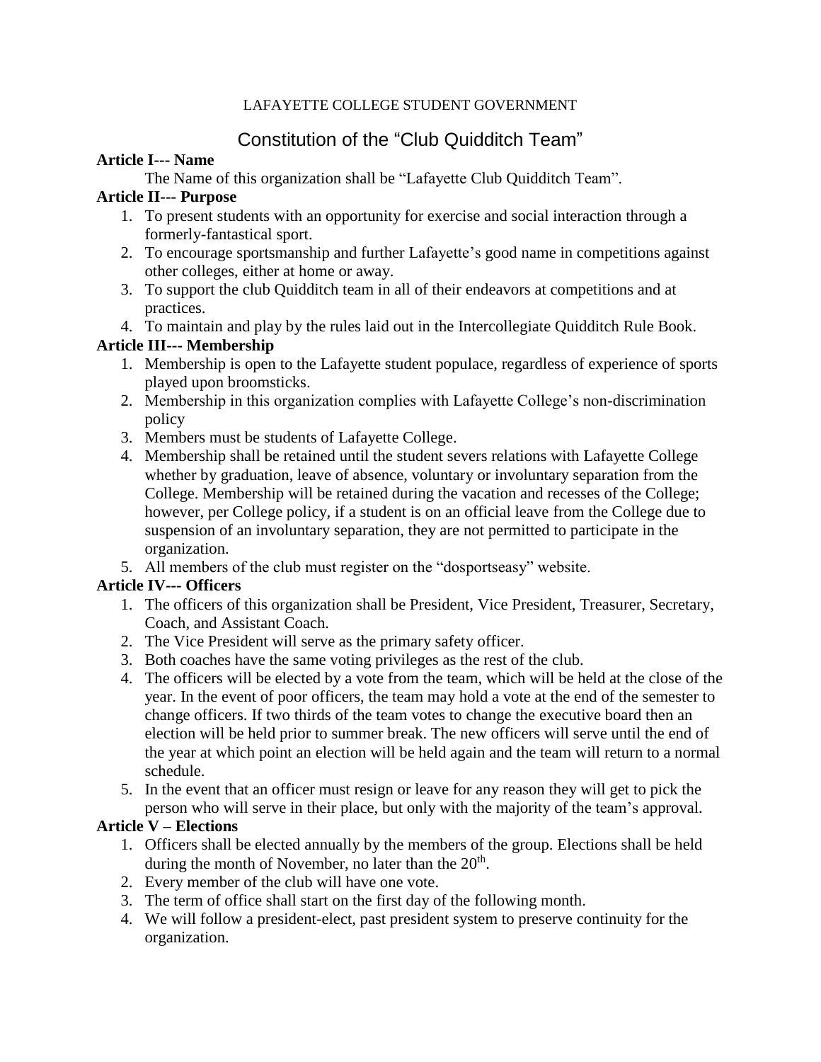LAFAYETTE COLLEGE STUDENT GOVERNMENT

# Constitution of the “Club Quidditch Team”

**Article I--- Name**

The Name of this organization shall be “Lafayette Club Quidditch Team”.

**Article II--- Purpose**

1. To present students with an opportunity for exercise and social interaction through a formerly-fantastical sport.
2. To encourage sportsmanship and further Lafayette’s good name in competitions against other colleges, either at home or away.
3. To support the club Quidditch team in all of their endeavors at competitions and at practices.
4. To maintain and play by the rules laid out in the Intercollegiate Quidditch Rule Book.

**Article III--- Membership**

1. Membership is open to the Lafayette student populace, regardless of experience of sports played upon broomsticks.
2. Membership in this organization complies with Lafayette College’s non-discrimination policy
3. Members must be students of Lafayette College.
4. Membership shall be retained until the student severs relations with Lafayette College whether by graduation, leave of absence, voluntary or involuntary separation from the College. Membership will be retained during the vacation and recesses of the College; however, per College policy, if a student is on an official leave from the College due to suspension of an involuntary separation, they are not permitted to participate in the organization.
5. All members of the club must register on the “dosportseasy” website.

**Article IV--- Officers**

1. The officers of this organization shall be President, Vice President, Treasurer, Secretary, Coach, and Assistant Coach.
2. The Vice President will serve as the primary safety officer.
3. Both coaches have the same voting privileges as the rest of the club.
4. The officers will be elected by a vote from the team, which will be held at the close of the year. In the event of poor officers, the team may hold a vote at the end of the semester to change officers. If two thirds of the team votes to change the executive board then an election will be held prior to summer break. The new officers will serve until the end of the year at which point an election will be held again and the team will return to a normal schedule.
5. In the event that an officer must resign or leave for any reason they will get to pick the person who will serve in their place, but only with the majority of the team’s approval.

**Article V – Elections**

1. Officers shall be elected annually by the members of the group. Elections shall be held during the month of November, no later than the 20th.
2. Every member of the club will have one vote.
3. The term of office shall start on the first day of the following month.
4. We will follow a president-elect, past president system to preserve continuity for the organization.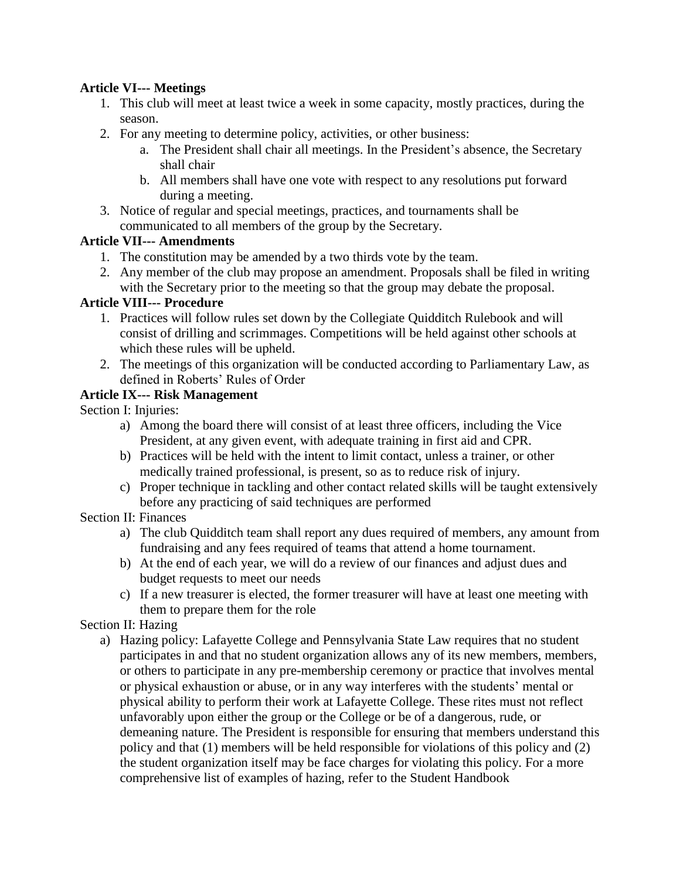**Article VI--- Meetings**

1. This club will meet at least twice a week in some capacity, mostly practices, during the season.
2. For any meeting to determine policy, activities, or other business:
   a. The President shall chair all meetings. In the President's absence, the Secretary shall chair
   b. All members shall have one vote with respect to any resolutions put forward during a meeting.
3. Notice of regular and special meetings, practices, and tournaments shall be communicated to all members of the group by the Secretary.

**Article VII--- Amendments**

1. The constitution may be amended by a two thirds vote by the team.
2. Any member of the club may propose an amendment. Proposals shall be filed in writing with the Secretary prior to the meeting so that the group may debate the proposal.

**Article VIII--- Procedure**

1. Practices will follow rules set down by the Collegiate Quidditch Rulebook and will consist of drilling and scrimmages. Competitions will be held against other schools at which these rules will be upheld.
2. The meetings of this organization will be conducted according to Parliamentary Law, as defined in Roberts' Rules of Order

**Article IX--- Risk Management**

Section I: Injuries:

a) Among the board there will consist of at least three officers, including the Vice President, at any given event, with adequate training in first aid and CPR.
b) Practices will be held with the intent to limit contact, unless a trainer, or other medically trained professional, is present, so as to reduce risk of injury.
c) Proper technique in tackling and other contact related skills will be taught extensively before any practicing of said techniques are performed

Section II: Finances

a) The club Quidditch team shall report any dues required of members, any amount from fundraising and any fees required of teams that attend a home tournament.
b) At the end of each year, we will do a review of our finances and adjust dues and budget requests to meet our needs
c) If a new treasurer is elected, the former treasurer will have at least one meeting with them to prepare them for the role

Section II: Hazing

a) Hazing policy: Lafayette College and Pennsylvania State Law requires that no student participates in and that no student organization allows any of its new members, members, or others to participate in any pre-membership ceremony or practice that involves mental or physical exhaustion or abuse, or in any way interferes with the students' mental or physical ability to perform their work at Lafayette College. These rites must not reflect unfavorably upon either the group or the College or be of a dangerous, rude, or demeaning nature. The President is responsible for ensuring that members understand this policy and that (1) members will be held responsible for violations of this policy and (2) the student organization itself may be face charges for violating this policy. For a more comprehensive list of examples of hazing, refer to the Student Handbook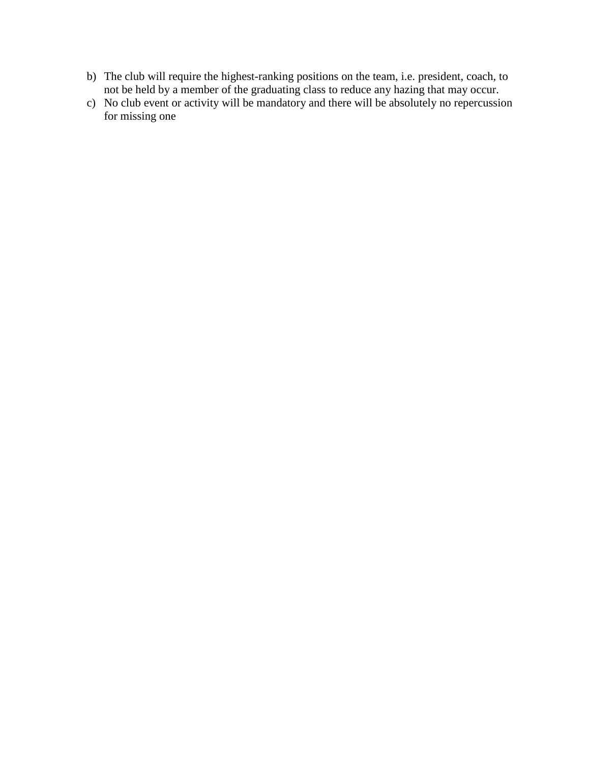b) The club will require the highest-ranking positions on the team, i.e. president, coach, to not be held by a member of the graduating class to reduce any hazing that may occur.

c) No club event or activity will be mandatory and there will be absolutely no repercussion for missing one